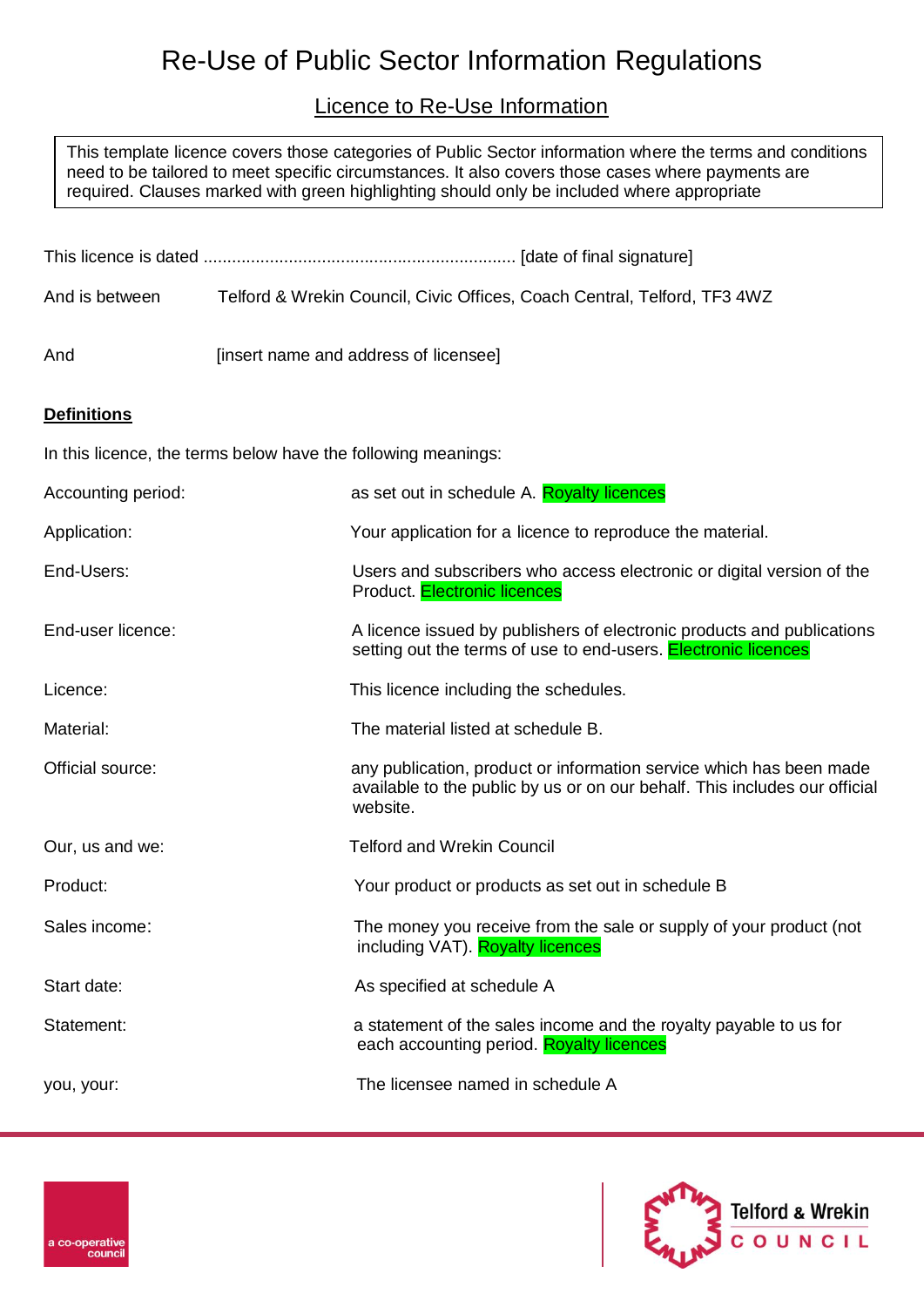# Re-Use of Public Sector Information Regulations

## Licence to Re-Use Information

> This template licence covers those categories of Public Sector information where the terms and conditions need to be tailored to meet specific circumstances. It also covers those cases where payments are required. Clauses marked with green highlighting should only be included where appropriate

This licence is dated .................................................................. [date of final signature]

And is between Telford & Wrekin Council, Civic Offices, Coach Central, Telford, TF3 4WZ

And [insert name and address of licensee]

**Definitions**

In this licence, the terms below have the following meanings:

| | |
|---|---|
| Accounting period: | as set out in schedule A. Royalty licences |
| Application: | Your application for a licence to reproduce the material. |
| End-Users: | Users and subscribers who access electronic or digital version of the Product. Electronic licences |
| End-user licence: | A licence issued by publishers of electronic products and publications setting out the terms of use to end-users. Electronic licences |
| Licence: | This licence including the schedules. |
| Material: | The material listed at schedule B. |
| Official source: | any publication, product or information service which has been made available to the public by us or on our behalf. This includes our official website. |
| Our, us and we: | Telford and Wrekin Council |
| Product: | Your product or products as set out in schedule B |
| Sales income: | The money you receive from the sale or supply of your product (not including VAT). Royalty licences |
| Start date: | As specified at schedule A |
| Statement: | a statement of the sales income and the royalty payable to us for each accounting period. Royalty licences |
| you, your: | The licensee named in schedule A |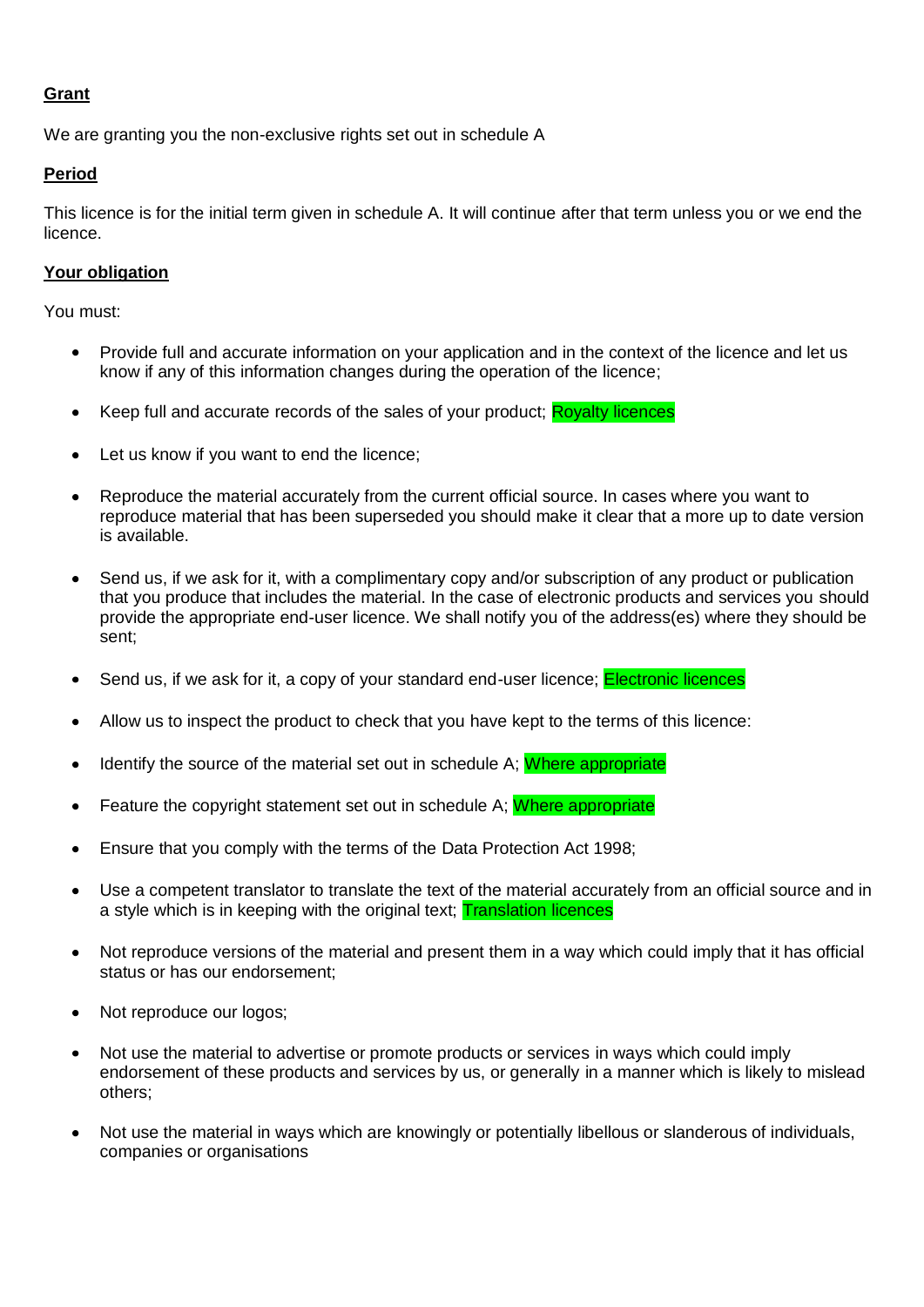**Grant**

We are granting you the non-exclusive rights set out in schedule A

**Period**

This licence is for the initial term given in schedule A. It will continue after that term unless you or we end the licence.

**Your obligation**

You must:

- Provide full and accurate information on your application and in the context of the licence and let us know if any of this information changes during the operation of the licence;
- Keep full and accurate records of the sales of your product; Royalty licences
- Let us know if you want to end the licence;
- Reproduce the material accurately from the current official source. In cases where you want to reproduce material that has been superseded you should make it clear that a more up to date version is available.
- Send us, if we ask for it, with a complimentary copy and/or subscription of any product or publication that you produce that includes the material. In the case of electronic products and services you should provide the appropriate end-user licence. We shall notify you of the address(es) where they should be sent;
- Send us, if we ask for it, a copy of your standard end-user licence; Electronic licences
- Allow us to inspect the product to check that you have kept to the terms of this licence:
- Identify the source of the material set out in schedule A; Where appropriate
- Feature the copyright statement set out in schedule A; Where appropriate
- Ensure that you comply with the terms of the Data Protection Act 1998;
- Use a competent translator to translate the text of the material accurately from an official source and in a style which is in keeping with the original text; Translation licences
- Not reproduce versions of the material and present them in a way which could imply that it has official status or has our endorsement;
- Not reproduce our logos;
- Not use the material to advertise or promote products or services in ways which could imply endorsement of these products and services by us, or generally in a manner which is likely to mislead others;
- Not use the material in ways which are knowingly or potentially libellous or slanderous of individuals, companies or organisations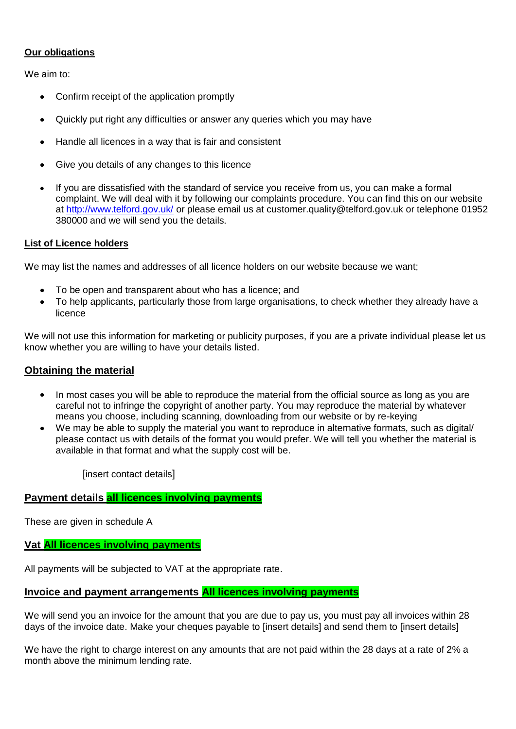**Our obligations**

We aim to:

- Confirm receipt of the application promptly
- Quickly put right any difficulties or answer any queries which you may have
- Handle all licences in a way that is fair and consistent
- Give you details of any changes to this licence
- If you are dissatisfied with the standard of service you receive from us, you can make a formal complaint. We will deal with it by following our complaints procedure. You can find this on our website at http://www.telford.gov.uk/ or please email us at customer.quality@telford.gov.uk or telephone 01952 380000 and we will send you the details.

**List of Licence holders**

We may list the names and addresses of all licence holders on our website because we want;

- To be open and transparent about who has a licence; and
- To help applicants, particularly those from large organisations, to check whether they already have a licence

We will not use this information for marketing or publicity purposes, if you are a private individual please let us know whether you are willing to have your details listed.

**Obtaining the material**

- In most cases you will be able to reproduce the material from the official source as long as you are careful not to infringe the copyright of another party. You may reproduce the material by whatever means you choose, including scanning, downloading from our website or by re-keying
- We may be able to supply the material you want to reproduce in alternative formats, such as digital/ please contact us with details of the format you would prefer. We will tell you whether the material is available in that format and what the supply cost will be.

[insert contact details]

**Payment details all licences involving payments**

These are given in schedule A

**Vat All licences involving payments**

All payments will be subjected to VAT at the appropriate rate.

**Invoice and payment arrangements All licences involving payments**

We will send you an invoice for the amount that you are due to pay us, you must pay all invoices within 28 days of the invoice date. Make your cheques payable to [insert details] and send them to [insert details]

We have the right to charge interest on any amounts that are not paid within the 28 days at a rate of 2% a month above the minimum lending rate.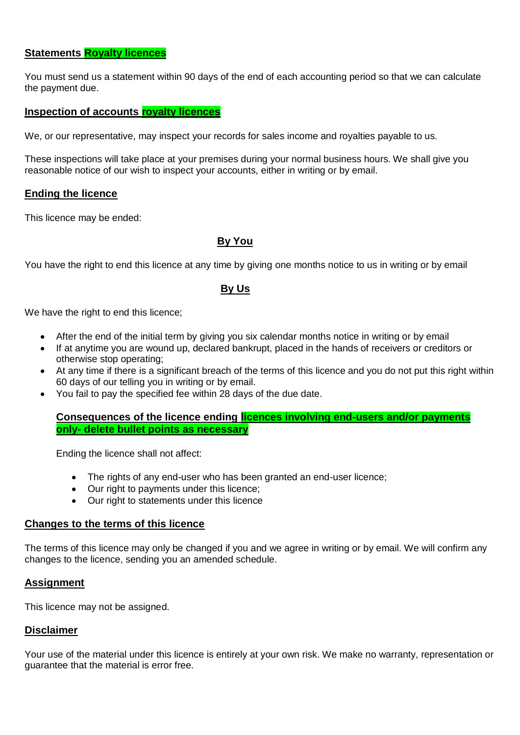**Statements Royalty licences**

You must send us a statement within 90 days of the end of each accounting period so that we can calculate the payment due.

**Inspection of accounts royalty licences**

We, or our representative, may inspect your records for sales income and royalties payable to us.

These inspections will take place at your premises during your normal business hours. We shall give you reasonable notice of our wish to inspect your accounts, either in writing or by email.

**Ending the licence**

This licence may be ended:

**By You**

You have the right to end this licence at any time by giving one months notice to us in writing or by email

**By Us**

We have the right to end this licence;

- After the end of the initial term by giving you six calendar months notice in writing or by email
- If at anytime you are wound up, declared bankrupt, placed in the hands of receivers or creditors or otherwise stop operating;
- At any time if there is a significant breach of the terms of this licence and you do not put this right within 60 days of our telling you in writing or by email.
- You fail to pay the specified fee within 28 days of the due date.

**Consequences of the licence ending licences involving end-users and/or payments only- delete bullet points as necessary**

Ending the licence shall not affect:

- The rights of any end-user who has been granted an end-user licence;
- Our right to payments under this licence;
- Our right to statements under this licence

**Changes to the terms of this licence**

The terms of this licence may only be changed if you and we agree in writing or by email. We will confirm any changes to the licence, sending you an amended schedule.

**Assignment**

This licence may not be assigned.

**Disclaimer**

Your use of the material under this licence is entirely at your own risk. We make no warranty, representation or guarantee that the material is error free.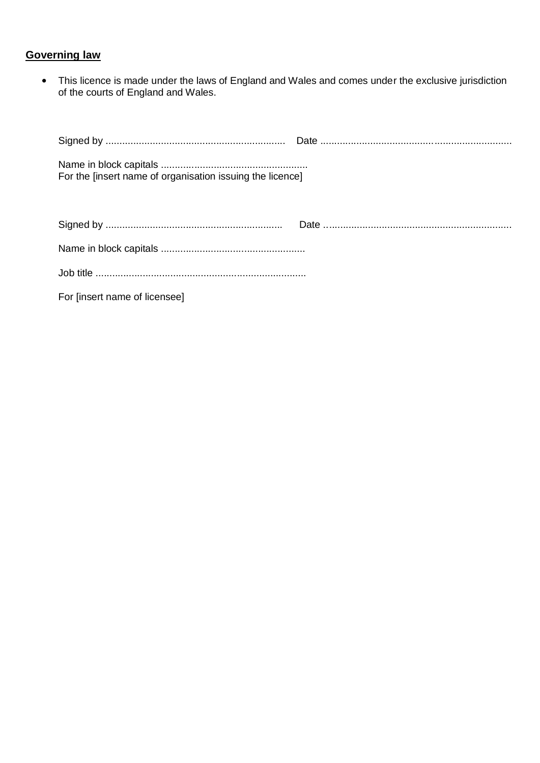**Governing law**

- This licence is made under the laws of England and Wales and comes under the exclusive jurisdiction of the courts of England and Wales.

Signed by ................................................................ Date ......................................................................

Name in block capitals ....................................................
For the [insert name of organisation issuing the licence]

Signed by ............................................................... Date ...................................................................

Name in block capitals ...................................................

Job title ...........................................................................

For [insert name of licensee]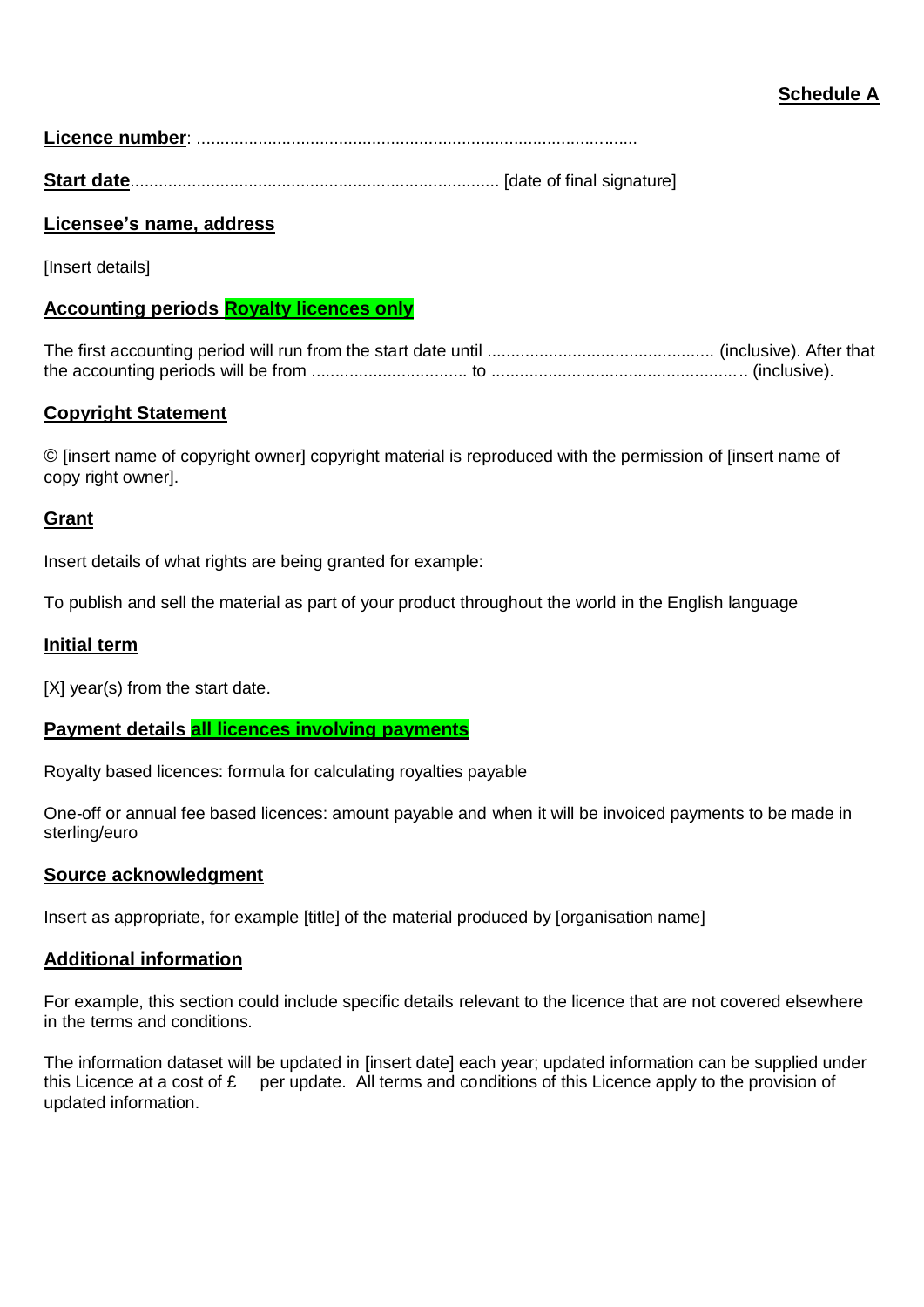**Schedule A**

**Licence number**: ............................................................................................

**Start date**............................................................................ [date of final signature]

**Licensee's name, address**

[Insert details]

**Accounting periods Royalty licences only**

The first accounting period will run from the start date until ................................................ (inclusive). After that the accounting periods will be from ................................ to .................................................... (inclusive).

**Copyright Statement**

© [insert name of copyright owner] copyright material is reproduced with the permission of [insert name of copy right owner].

**Grant**

Insert details of what rights are being granted for example:

To publish and sell the material as part of your product throughout the world in the English language

**Initial term**

[X] year(s) from the start date.

**Payment details all licences involving payments**

Royalty based licences: formula for calculating royalties payable

One-off or annual fee based licences: amount payable and when it will be invoiced payments to be made in sterling/euro

**Source acknowledgment**

Insert as appropriate, for example [title] of the material produced by [organisation name]

**Additional information**

For example, this section could include specific details relevant to the licence that are not covered elsewhere in the terms and conditions.

The information dataset will be updated in [insert date] each year; updated information can be supplied under this Licence at a cost of £ per update. All terms and conditions of this Licence apply to the provision of updated information.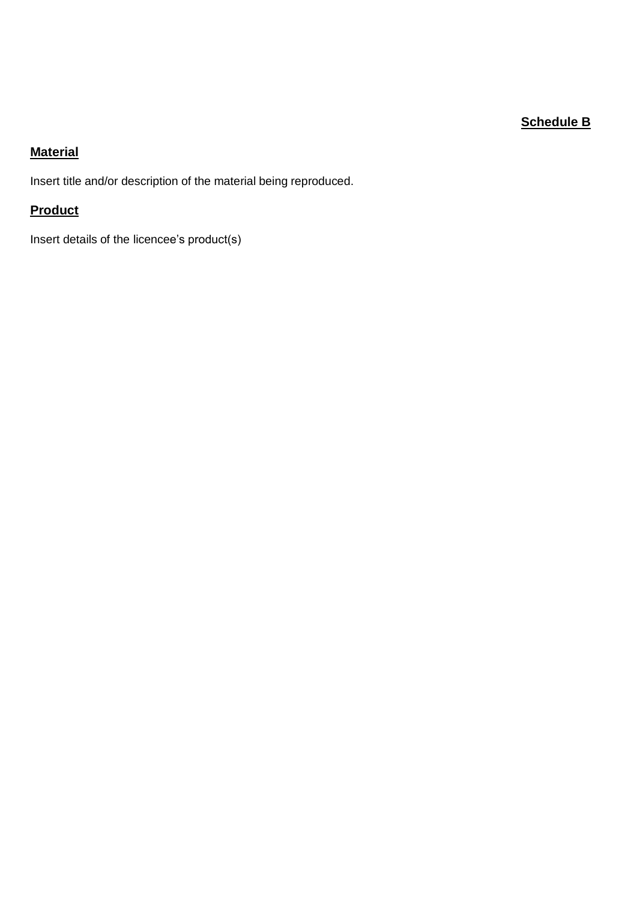**Schedule B**

## Material

Insert title and/or description of the material being reproduced.

## Product

Insert details of the licencee's product(s)